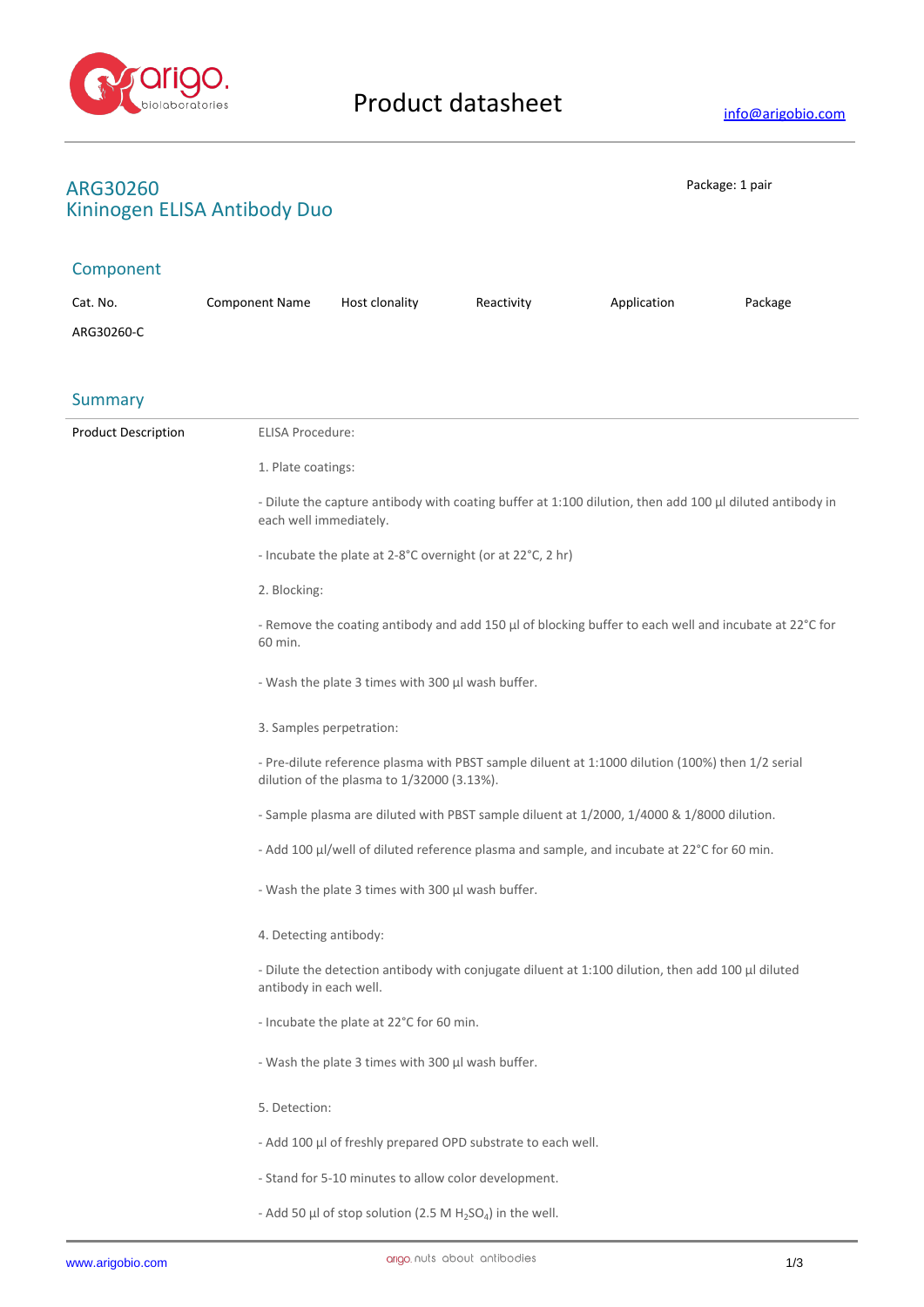# ARG30260
## Kininogen ELISA Antibody Duo

Package: 1 pair

## Component

| Cat. No. | Component Name | Host clonality | Reactivity | Application | Package |
|---|---|---|---|---|---|
| ARG30260-C | | | | | |

## Summary

**Product Description**

ELISA Procedure:

1. Plate coatings:

- Dilute the capture antibody with coating buffer at 1:100 dilution, then add 100 µl diluted antibody in each well immediately.

- Incubate the plate at 2-8°C overnight (or at 22°C, 2 hr)

2. Blocking:

- Remove the coating antibody and add 150 µl of blocking buffer to each well and incubate at 22°C for 60 min.

- Wash the plate 3 times with 300 µl wash buffer.

3. Samples perpetration:

- Pre-dilute reference plasma with PBST sample diluent at 1:1000 dilution (100%) then 1/2 serial dilution of the plasma to 1/32000 (3.13%).

- Sample plasma are diluted with PBST sample diluent at 1/2000, 1/4000 & 1/8000 dilution.

- Add 100 µl/well of diluted reference plasma and sample, and incubate at 22°C for 60 min.

- Wash the plate 3 times with 300 µl wash buffer.

4. Detecting antibody:

- Dilute the detection antibody with conjugate diluent at 1:100 dilution, then add 100 µl diluted antibody in each well.

- Incubate the plate at 22°C for 60 min.

- Wash the plate 3 times with 300 µl wash buffer.

5. Detection:

- Add 100 µl of freshly prepared OPD substrate to each well.

- Stand for 5-10 minutes to allow color development.

- Add 50 µl of stop solution (2.5 M $H_2SO_4$) in the well.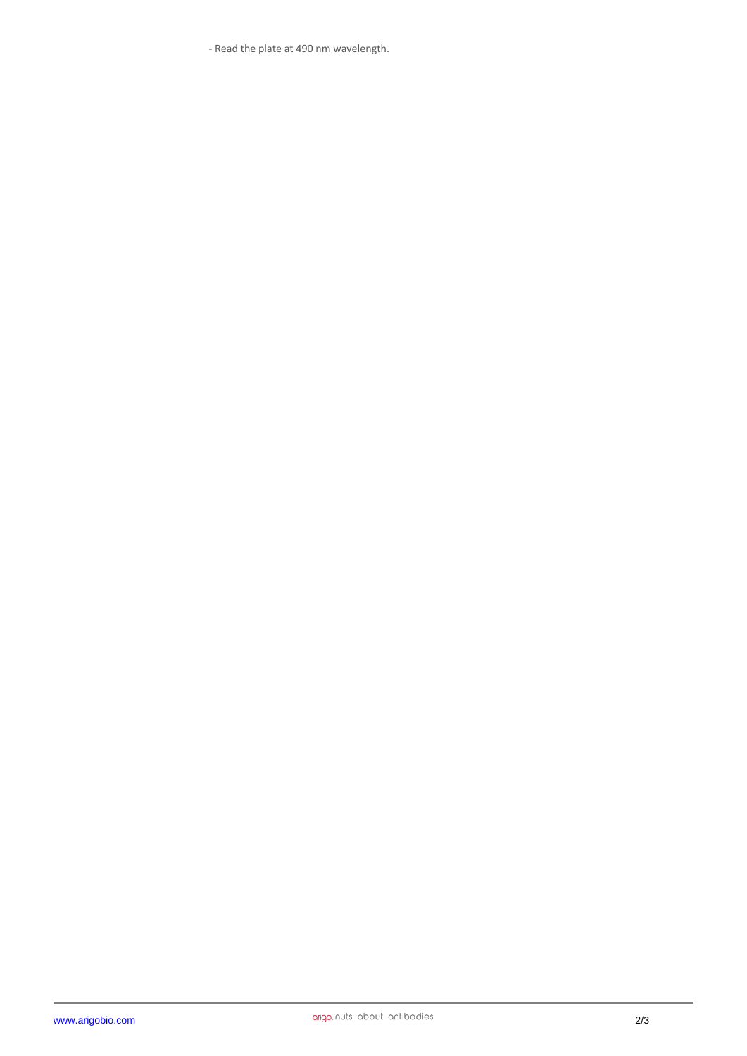- Read the plate at 490 nm wavelength.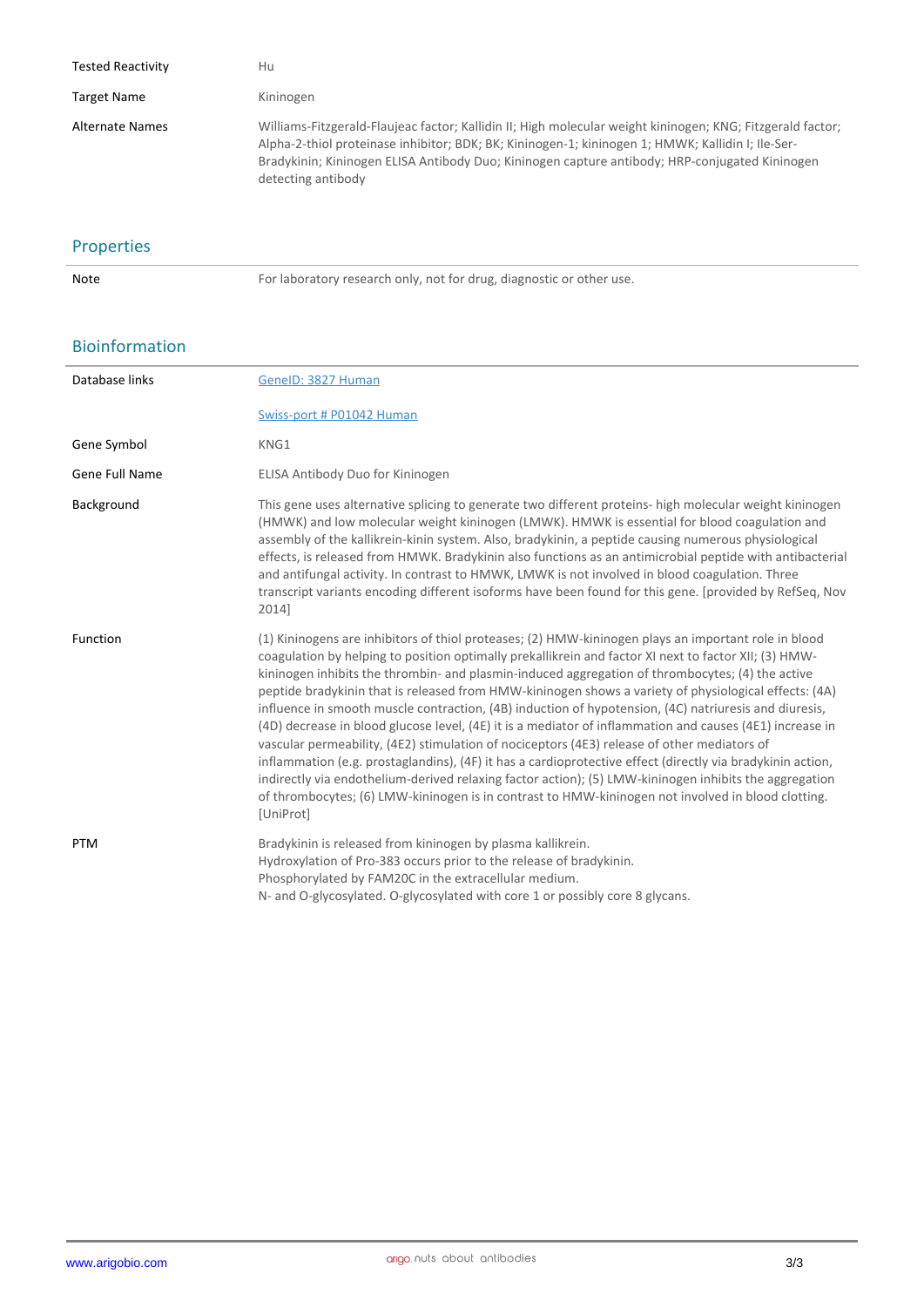| | |
|---|---|
| Tested Reactivity | Hu |
| Target Name | Kininogen |
| Alternate Names | Williams-Fitzgerald-Flaujeac factor; Kallidin II; High molecular weight kininogen; KNG; Fitzgerald factor; Alpha-2-thiol proteinase inhibitor; BDK; BK; Kininogen-1; kininogen 1; HMWK; Kallidin I; Ile-Ser-Bradykinin; Kininogen ELISA Antibody Duo; Kininogen capture antibody; HRP-conjugated Kininogen detecting antibody |

## Properties

| | |
|---|---|
| Note | For laboratory research only, not for drug, diagnostic or other use. |

## Bioinformation

| | |
|---|---|
| Database links | GeneID: 3827 Human<br><br>Swiss-port # P01042 Human |
| Gene Symbol | KNG1 |
| Gene Full Name | ELISA Antibody Duo for Kininogen |
| Background | This gene uses alternative splicing to generate two different proteins- high molecular weight kininogen (HMWK) and low molecular weight kininogen (LMWK). HMWK is essential for blood coagulation and assembly of the kallikrein-kinin system. Also, bradykinin, a peptide causing numerous physiological effects, is released from HMWK. Bradykinin also functions as an antimicrobial peptide with antibacterial and antifungal activity. In contrast to HMWK, LMWK is not involved in blood coagulation. Three transcript variants encoding different isoforms have been found for this gene. [provided by RefSeq, Nov 2014] |
| Function | (1) Kininogens are inhibitors of thiol proteases; (2) HMW-kininogen plays an important role in blood coagulation by helping to position optimally prekallikrein and factor XI next to factor XII; (3) HMW-kininogen inhibits the thrombin- and plasmin-induced aggregation of thrombocytes; (4) the active peptide bradykinin that is released from HMW-kininogen shows a variety of physiological effects: (4A) influence in smooth muscle contraction, (4B) induction of hypotension, (4C) natriuresis and diuresis, (4D) decrease in blood glucose level, (4E) it is a mediator of inflammation and causes (4E1) increase in vascular permeability, (4E2) stimulation of nociceptors (4E3) release of other mediators of inflammation (e.g. prostaglandins), (4F) it has a cardioprotective effect (directly via bradykinin action, indirectly via endothelium-derived relaxing factor action); (5) LMW-kininogen inhibits the aggregation of thrombocytes; (6) LMW-kininogen is in contrast to HMW-kininogen not involved in blood clotting. [UniProt] |
| PTM | Bradykinin is released from kininogen by plasma kallikrein.<br>Hydroxylation of Pro-383 occurs prior to the release of bradykinin.<br>Phosphorylated by FAM20C in the extracellular medium.<br>N- and O-glycosylated. O-glycosylated with core 1 or possibly core 8 glycans. |